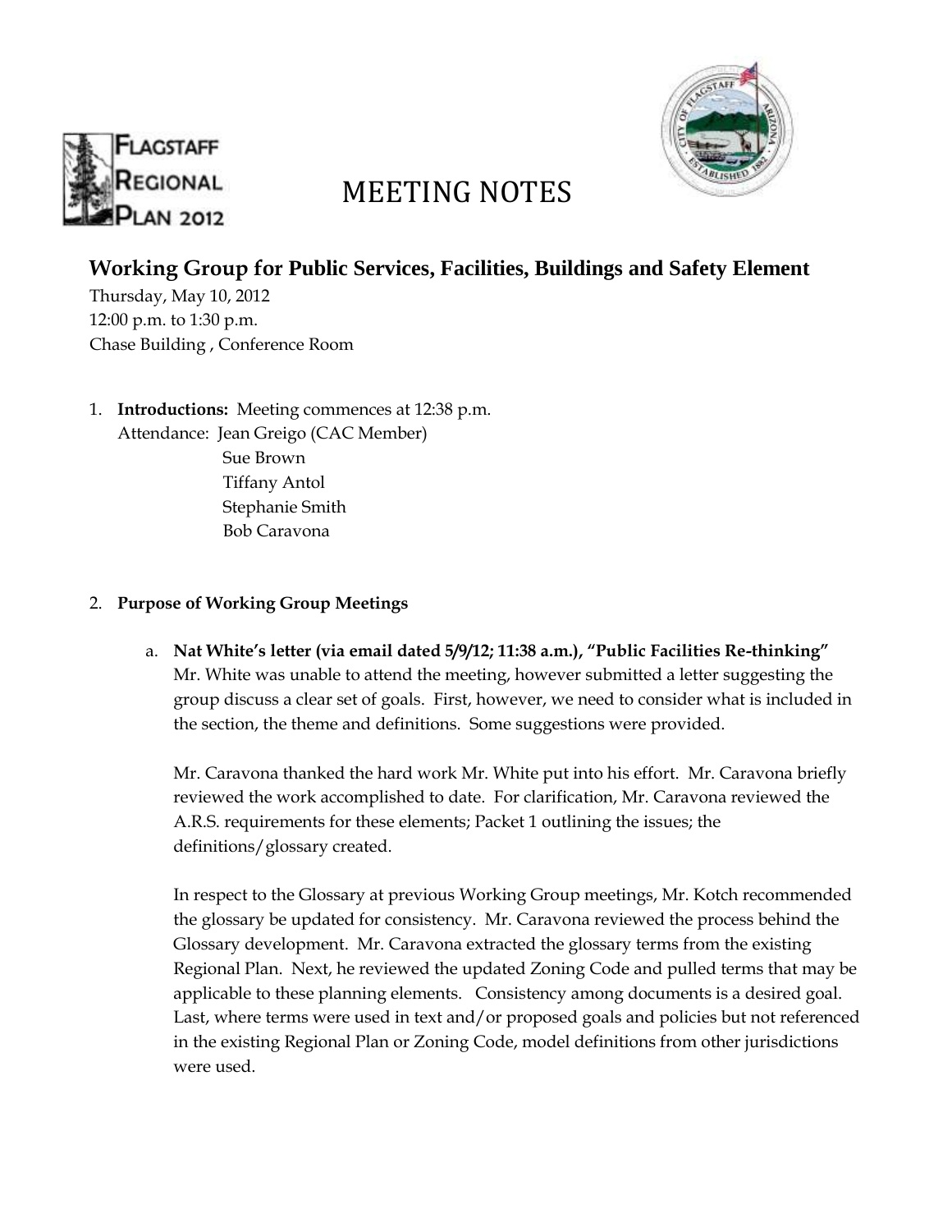# MEETING NOTES

## Working Group for Public Services, Facilities, Buildings and Safety Element

Thursday, May 10, 2012
12:00 p.m. to 1:30 p.m.
Chase Building , Conference Room

1. **Introductions:** Meeting commences at 12:38 p.m.
   Attendance: Jean Greigo (CAC Member)
   Sue Brown
   Tiffany Antol
   Stephanie Smith
   Bob Caravona

2. **Purpose of Working Group Meetings**

   a. **Nat White's letter (via email dated 5/9/12; 11:38 a.m.), "Public Facilities Re-thinking"**
   Mr. White was unable to attend the meeting, however submitted a letter suggesting the group discuss a clear set of goals. First, however, we need to consider what is included in the section, the theme and definitions. Some suggestions were provided.

   Mr. Caravona thanked the hard work Mr. White put into his effort. Mr. Caravona briefly reviewed the work accomplished to date. For clarification, Mr. Caravona reviewed the A.R.S. requirements for these elements; Packet 1 outlining the issues; the definitions/glossary created.

   In respect to the Glossary at previous Working Group meetings, Mr. Kotch recommended the glossary be updated for consistency. Mr. Caravona reviewed the process behind the Glossary development. Mr. Caravona extracted the glossary terms from the existing Regional Plan. Next, he reviewed the updated Zoning Code and pulled terms that may be applicable to these planning elements. Consistency among documents is a desired goal. Last, where terms were used in text and/or proposed goals and policies but not referenced in the existing Regional Plan or Zoning Code, model definitions from other jurisdictions were used.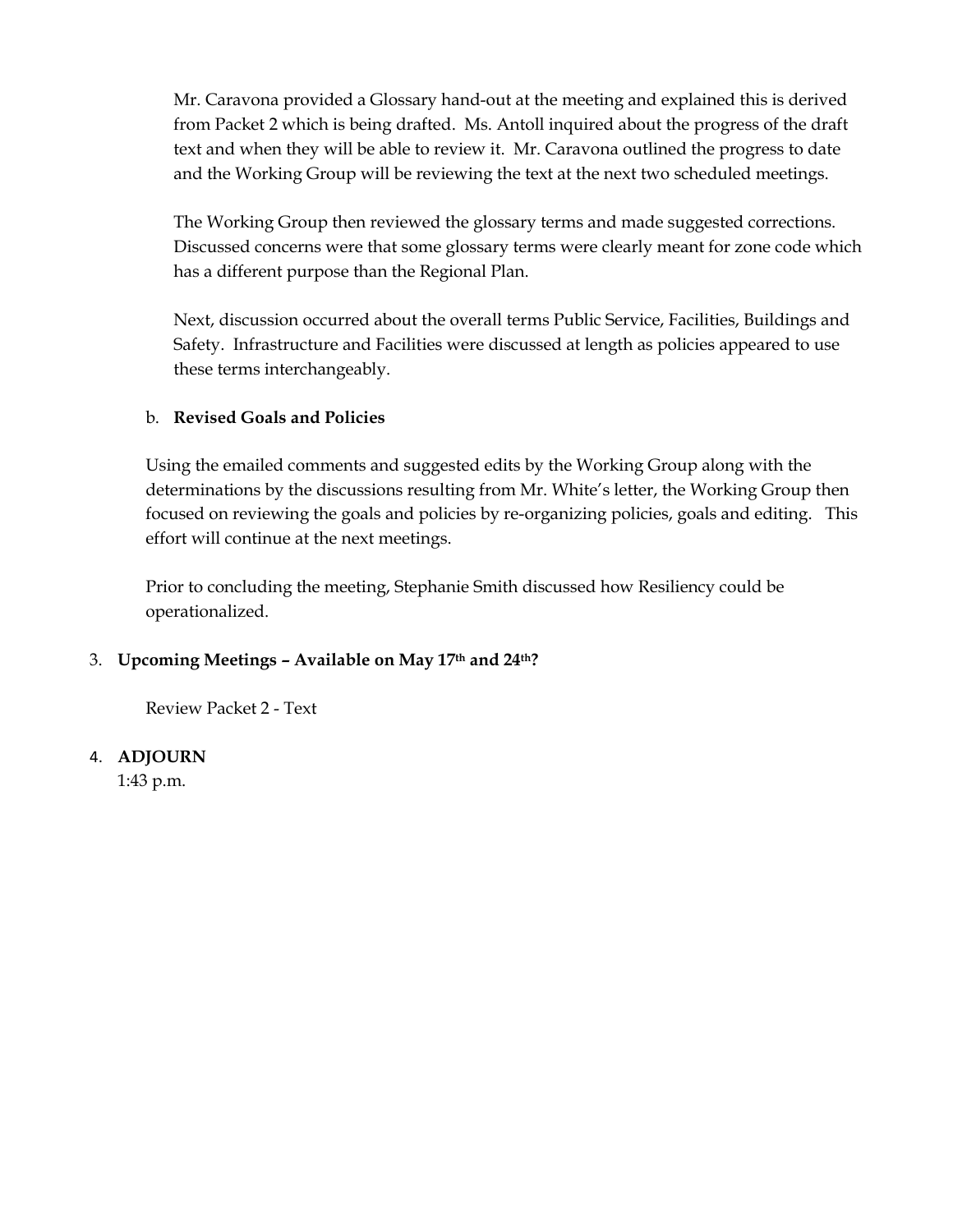Mr. Caravona provided a Glossary hand-out at the meeting and explained this is derived from Packet 2 which is being drafted. Ms. Antoll inquired about the progress of the draft text and when they will be able to review it. Mr. Caravona outlined the progress to date and the Working Group will be reviewing the text at the next two scheduled meetings.

The Working Group then reviewed the glossary terms and made suggested corrections. Discussed concerns were that some glossary terms were clearly meant for zone code which has a different purpose than the Regional Plan.

Next, discussion occurred about the overall terms Public Service, Facilities, Buildings and Safety. Infrastructure and Facilities were discussed at length as policies appeared to use these terms interchangeably.

b. **Revised Goals and Policies**

Using the emailed comments and suggested edits by the Working Group along with the determinations by the discussions resulting from Mr. White's letter, the Working Group then focused on reviewing the goals and policies by re-organizing policies, goals and editing. This effort will continue at the next meetings.

Prior to concluding the meeting, Stephanie Smith discussed how Resiliency could be operationalized.

3. **Upcoming Meetings – Available on May 17th and 24th?**

   Review Packet 2 - Text

4. **ADJOURN**
   1:43 p.m.